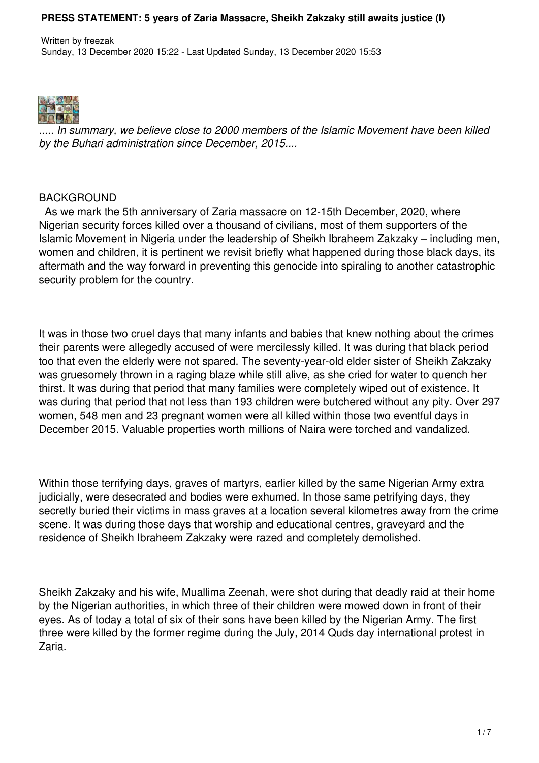# PRESS STATEMENT: 5 years of Zaria Massacre, Sheikh Zakzaky still awaits justice (I)

Written by freezak
Sunday, 13 December 2020 15:22 - Last Updated Sunday, 13 December 2020 15:53

*..... In summary, we believe close to 2000 members of the Islamic Movement have been killed by the Buhari administration since December, 2015....*

BACKGROUND

As we mark the 5th anniversary of Zaria massacre on 12-15th December, 2020, where Nigerian security forces killed over a thousand of civilians, most of them supporters of the Islamic Movement in Nigeria under the leadership of Sheikh Ibraheem Zakzaky – including men, women and children, it is pertinent we revisit briefly what happened during those black days, its aftermath and the way forward in preventing this genocide into spiraling to another catastrophic security problem for the country.

It was in those two cruel days that many infants and babies that knew nothing about the crimes their parents were allegedly accused of were mercilessly killed. It was during that black period too that even the elderly were not spared. The seventy-year-old elder sister of Sheikh Zakzaky was gruesomely thrown in a raging blaze while still alive, as she cried for water to quench her thirst. It was during that period that many families were completely wiped out of existence. It was during that period that not less than 193 children were butchered without any pity. Over 297 women, 548 men and 23 pregnant women were all killed within those two eventful days in December 2015. Valuable properties worth millions of Naira were torched and vandalized.

Within those terrifying days, graves of martyrs, earlier killed by the same Nigerian Army extra judicially, were desecrated and bodies were exhumed. In those same petrifying days, they secretly buried their victims in mass graves at a location several kilometres away from the crime scene. It was during those days that worship and educational centres, graveyard and the residence of Sheikh Ibraheem Zakzaky were razed and completely demolished.

Sheikh Zakzaky and his wife, Muallima Zeenah, were shot during that deadly raid at their home by the Nigerian authorities, in which three of their children were mowed down in front of their eyes. As of today a total of six of their sons have been killed by the Nigerian Army. The first three were killed by the former regime during the July, 2014 Quds day international protest in Zaria.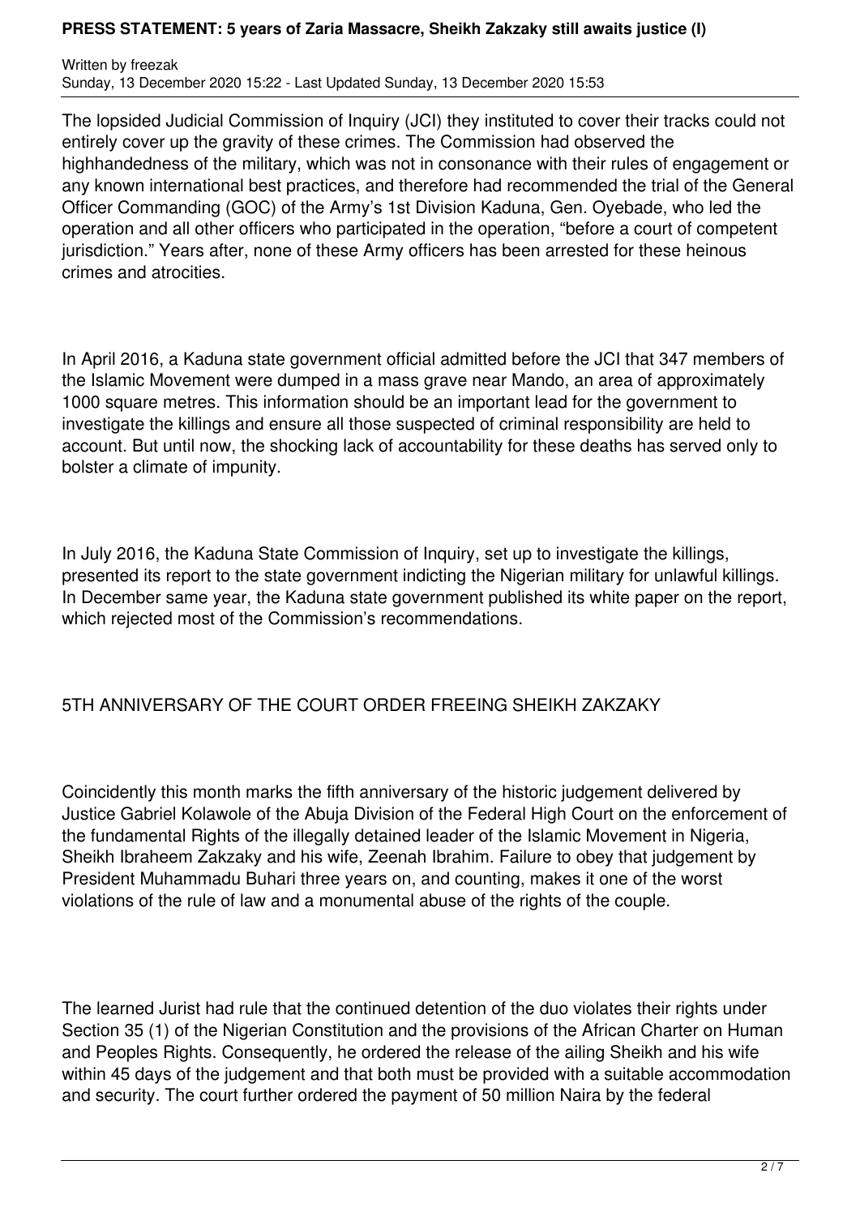The lopsided Judicial Commission of Inquiry (JCI) they instituted to cover their tracks could not entirely cover up the gravity of these crimes. The Commission had observed the highhandedness of the military, which was not in consonance with their rules of engagement or any known international best practices, and therefore had recommended the trial of the General Officer Commanding (GOC) of the Army's 1st Division Kaduna, Gen. Oyebade, who led the operation and all other officers who participated in the operation, "before a court of competent jurisdiction." Years after, none of these Army officers has been arrested for these heinous crimes and atrocities.

In April 2016, a Kaduna state government official admitted before the JCI that 347 members of the Islamic Movement were dumped in a mass grave near Mando, an area of approximately 1000 square metres. This information should be an important lead for the government to investigate the killings and ensure all those suspected of criminal responsibility are held to account. But until now, the shocking lack of accountability for these deaths has served only to bolster a climate of impunity.

In July 2016, the Kaduna State Commission of Inquiry, set up to investigate the killings, presented its report to the state government indicting the Nigerian military for unlawful killings. In December same year, the Kaduna state government published its white paper on the report, which rejected most of the Commission's recommendations.

## 5TH ANNIVERSARY OF THE COURT ORDER FREEING SHEIKH ZAKZAKY

Coincidently this month marks the fifth anniversary of the historic judgement delivered by Justice Gabriel Kolawole of the Abuja Division of the Federal High Court on the enforcement of the fundamental Rights of the illegally detained leader of the Islamic Movement in Nigeria, Sheikh Ibraheem Zakzaky and his wife, Zeenah Ibrahim. Failure to obey that judgement by President Muhammadu Buhari three years on, and counting, makes it one of the worst violations of the rule of law and a monumental abuse of the rights of the couple.

The learned Jurist had rule that the continued detention of the duo violates their rights under Section 35 (1) of the Nigerian Constitution and the provisions of the African Charter on Human and Peoples Rights. Consequently, he ordered the release of the ailing Sheikh and his wife within 45 days of the judgement and that both must be provided with a suitable accommodation and security. The court further ordered the payment of 50 million Naira by the federal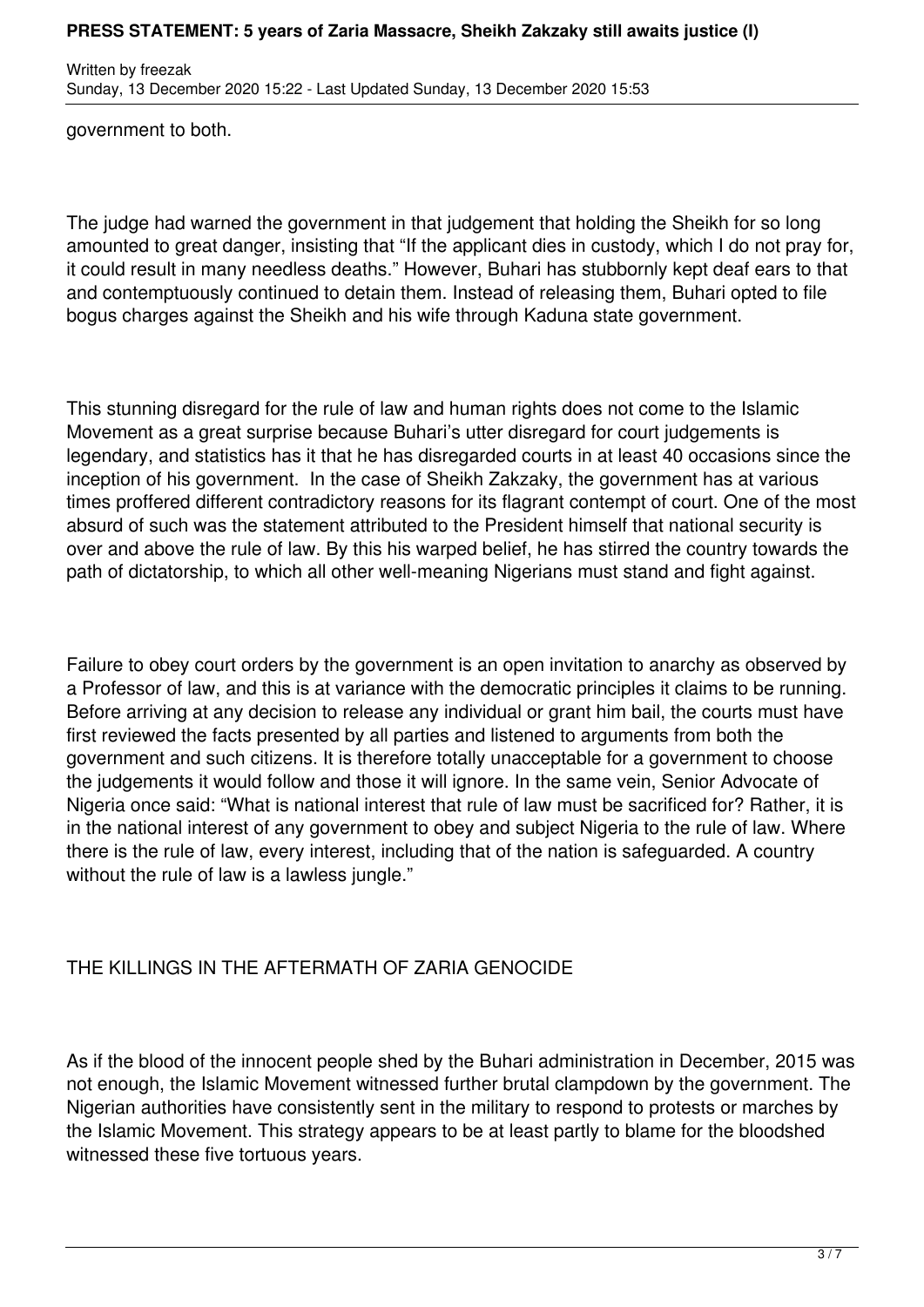government to both.

The judge had warned the government in that judgement that holding the Sheikh for so long amounted to great danger, insisting that "If the applicant dies in custody, which I do not pray for, it could result in many needless deaths." However, Buhari has stubbornly kept deaf ears to that and contemptuously continued to detain them. Instead of releasing them, Buhari opted to file bogus charges against the Sheikh and his wife through Kaduna state government.

This stunning disregard for the rule of law and human rights does not come to the Islamic Movement as a great surprise because Buhari's utter disregard for court judgements is legendary, and statistics has it that he has disregarded courts in at least 40 occasions since the inception of his government. In the case of Sheikh Zakzaky, the government has at various times proffered different contradictory reasons for its flagrant contempt of court. One of the most absurd of such was the statement attributed to the President himself that national security is over and above the rule of law. By this his warped belief, he has stirred the country towards the path of dictatorship, to which all other well-meaning Nigerians must stand and fight against.

Failure to obey court orders by the government is an open invitation to anarchy as observed by a Professor of law, and this is at variance with the democratic principles it claims to be running. Before arriving at any decision to release any individual or grant him bail, the courts must have first reviewed the facts presented by all parties and listened to arguments from both the government and such citizens. It is therefore totally unacceptable for a government to choose the judgements it would follow and those it will ignore. In the same vein, Senior Advocate of Nigeria once said: "What is national interest that rule of law must be sacrificed for? Rather, it is in the national interest of any government to obey and subject Nigeria to the rule of law. Where there is the rule of law, every interest, including that of the nation is safeguarded. A country without the rule of law is a lawless jungle."

## THE KILLINGS IN THE AFTERMATH OF ZARIA GENOCIDE

As if the blood of the innocent people shed by the Buhari administration in December, 2015 was not enough, the Islamic Movement witnessed further brutal clampdown by the government. The Nigerian authorities have consistently sent in the military to respond to protests or marches by the Islamic Movement. This strategy appears to be at least partly to blame for the bloodshed witnessed these five tortuous years.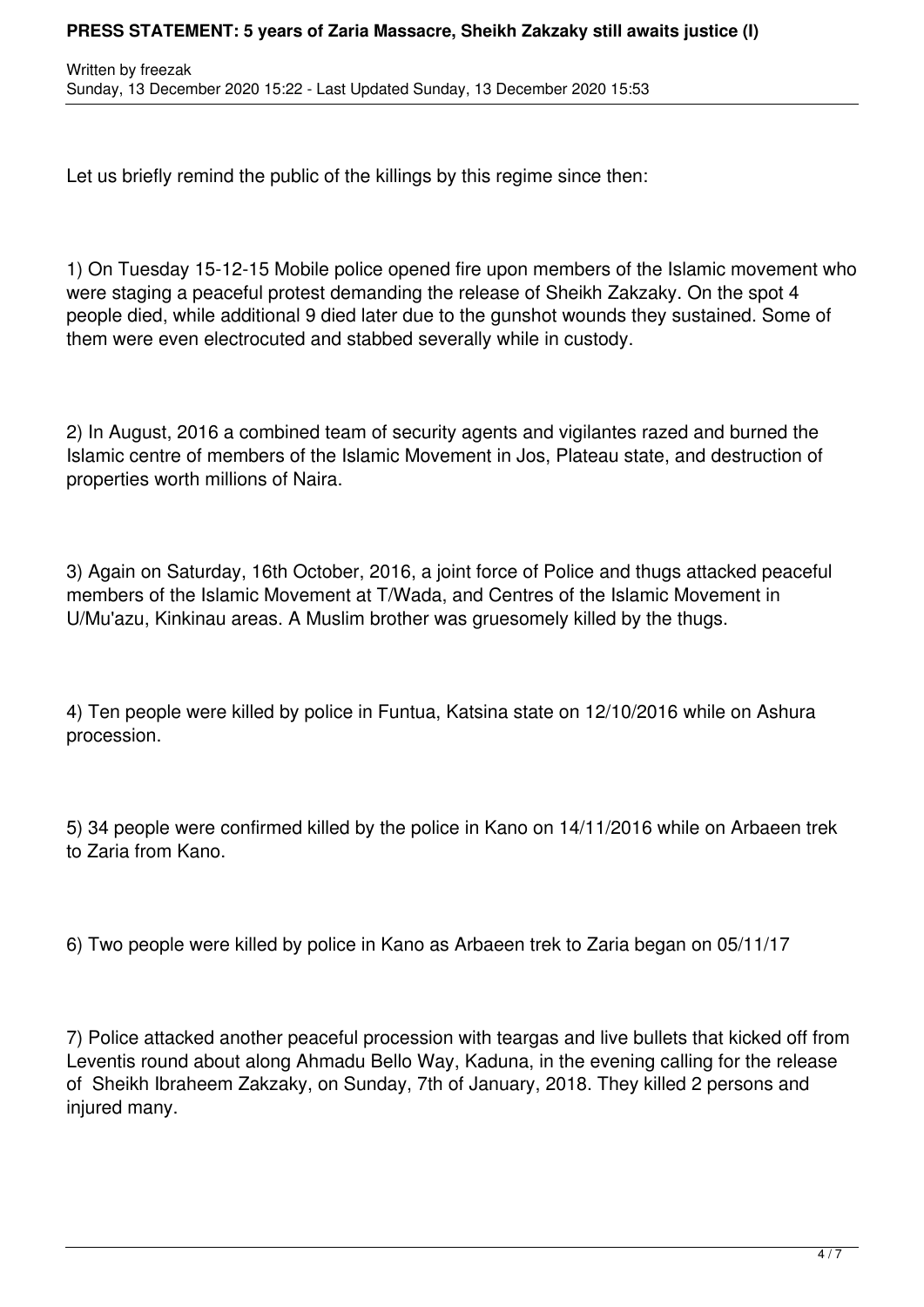Let us briefly remind the public of the killings by this regime since then:

1) On Tuesday 15-12-15 Mobile police opened fire upon members of the Islamic movement who were staging a peaceful protest demanding the release of Sheikh Zakzaky. On the spot 4 people died, while additional 9 died later due to the gunshot wounds they sustained. Some of them were even electrocuted and stabbed severally while in custody.

2) In August, 2016 a combined team of security agents and vigilantes razed and burned the Islamic centre of members of the Islamic Movement in Jos, Plateau state, and destruction of properties worth millions of Naira.

3) Again on Saturday, 16th October, 2016, a joint force of Police and thugs attacked peaceful members of the Islamic Movement at T/Wada, and Centres of the Islamic Movement in U/Mu'azu, Kinkinau areas. A Muslim brother was gruesomely killed by the thugs.

4) Ten people were killed by police in Funtua, Katsina state on 12/10/2016 while on Ashura procession.

5) 34 people were confirmed killed by the police in Kano on 14/11/2016 while on Arbaeen trek to Zaria from Kano.

6) Two people were killed by police in Kano as Arbaeen trek to Zaria began on 05/11/17

7) Police attacked another peaceful procession with teargas and live bullets that kicked off from Leventis round about along Ahmadu Bello Way, Kaduna, in the evening calling for the release of Sheikh Ibraheem Zakzaky, on Sunday, 7th of January, 2018. They killed 2 persons and injured many.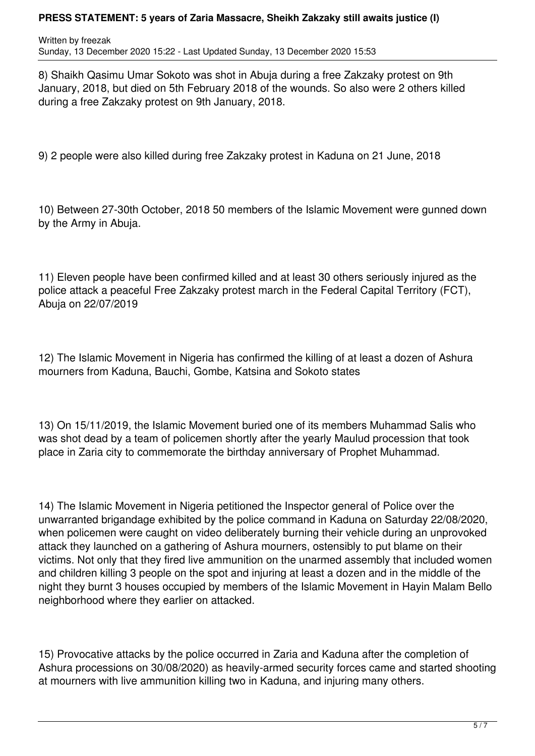8) Shaikh Qasimu Umar Sokoto was shot in Abuja during a free Zakzaky protest on 9th January, 2018, but died on 5th February 2018 of the wounds. So also were 2 others killed during a free Zakzaky protest on 9th January, 2018.

9) 2 people were also killed during free Zakzaky protest in Kaduna on 21 June, 2018

10) Between 27-30th October, 2018 50 members of the Islamic Movement were gunned down by the Army in Abuja.

11) Eleven people have been confirmed killed and at least 30 others seriously injured as the police attack a peaceful Free Zakzaky protest march in the Federal Capital Territory (FCT), Abuja on 22/07/2019

12) The Islamic Movement in Nigeria has confirmed the killing of at least a dozen of Ashura mourners from Kaduna, Bauchi, Gombe, Katsina and Sokoto states

13) On 15/11/2019, the Islamic Movement buried one of its members Muhammad Salis who was shot dead by a team of policemen shortly after the yearly Maulud procession that took place in Zaria city to commemorate the birthday anniversary of Prophet Muhammad.

14) The Islamic Movement in Nigeria petitioned the Inspector general of Police over the unwarranted brigandage exhibited by the police command in Kaduna on Saturday 22/08/2020, when policemen were caught on video deliberately burning their vehicle during an unprovoked attack they launched on a gathering of Ashura mourners, ostensibly to put blame on their victims. Not only that they fired live ammunition on the unarmed assembly that included women and children killing 3 people on the spot and injuring at least a dozen and in the middle of the night they burnt 3 houses occupied by members of the Islamic Movement in Hayin Malam Bello neighborhood where they earlier on attacked.

15) Provocative attacks by the police occurred in Zaria and Kaduna after the completion of Ashura processions on 30/08/2020) as heavily-armed security forces came and started shooting at mourners with live ammunition killing two in Kaduna, and injuring many others.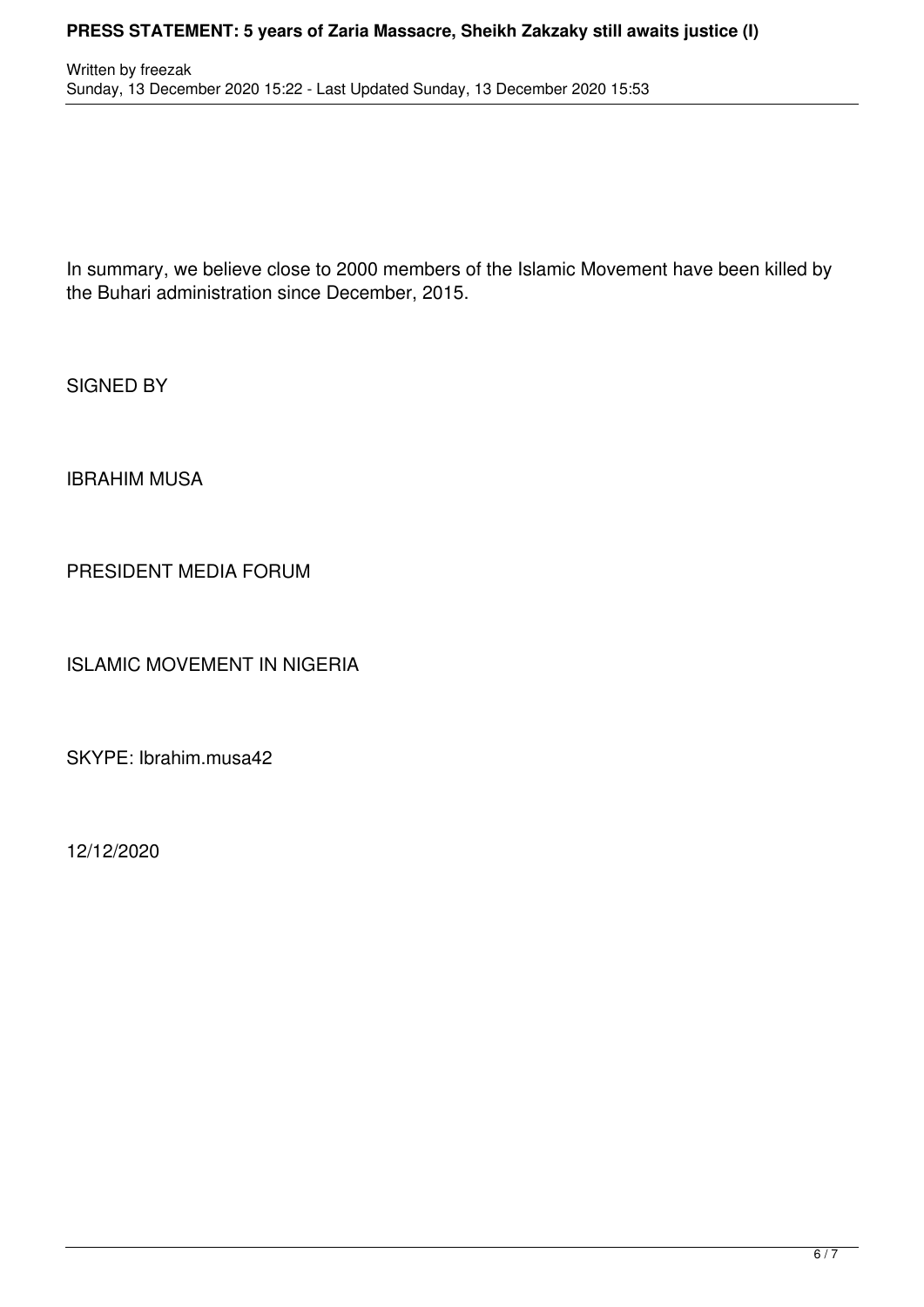In summary, we believe close to 2000 members of the Islamic Movement have been killed by the Buhari administration since December, 2015.

SIGNED BY

IBRAHIM MUSA

PRESIDENT MEDIA FORUM

ISLAMIC MOVEMENT IN NIGERIA

SKYPE: Ibrahim.musa42

12/12/2020